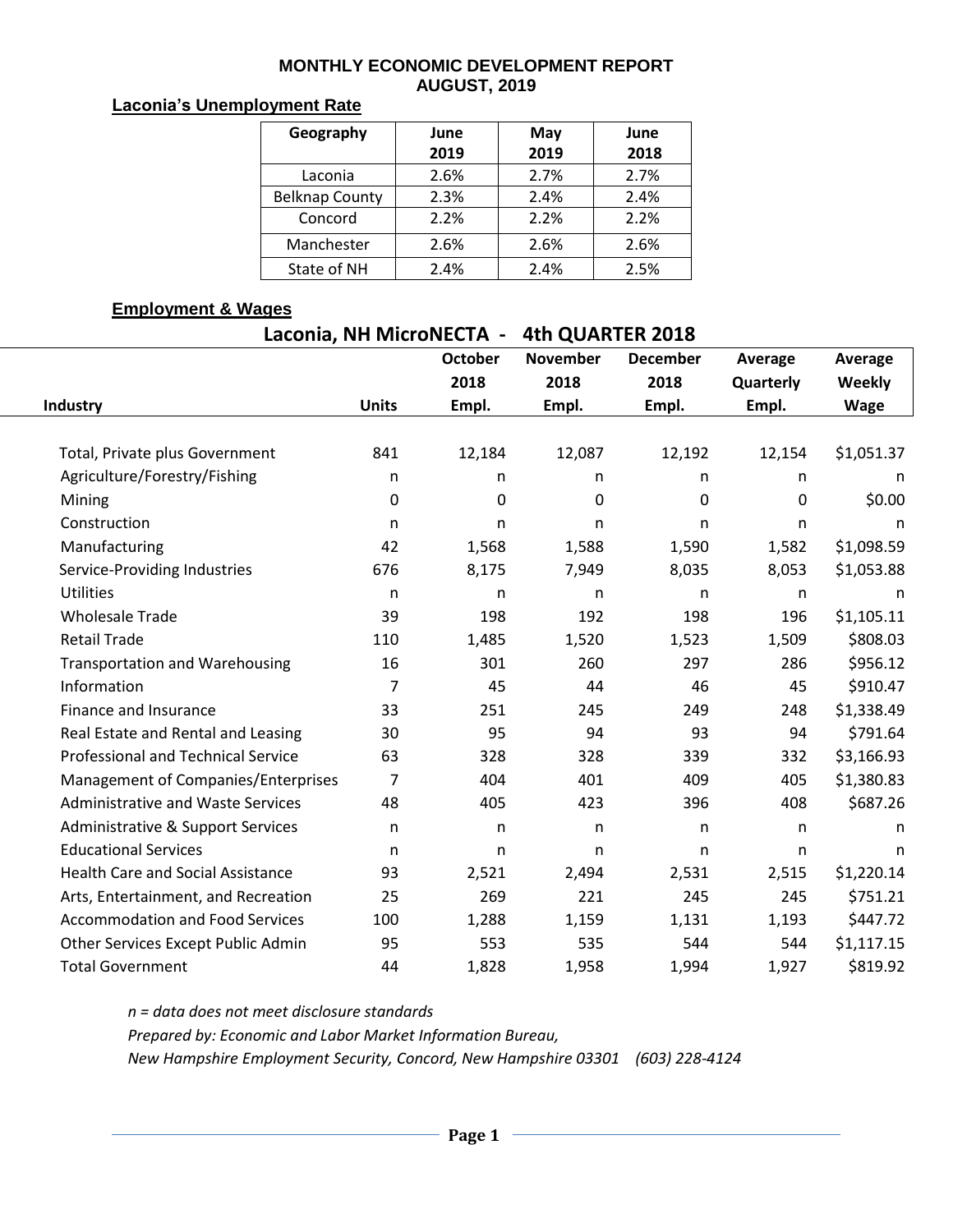# MONTHLY ECONOMIC DEVELOPMENT REPORT
## AUGUST, 2019

### Laconia's Unemployment Rate

| Geography | June 2019 | May 2019 | June 2018 |
|---|---|---|---|
| Laconia | 2.6% | 2.7% | 2.7% |
| Belknap County | 2.3% | 2.4% | 2.4% |
| Concord | 2.2% | 2.2% | 2.2% |
| Manchester | 2.6% | 2.6% | 2.6% |
| State of NH | 2.4% | 2.4% | 2.5% |

### Employment & Wages

**Laconia, NH MicroNECTA - 4th QUARTER 2018**

| Industry | Units | October 2018 Empl. | November 2018 Empl. | December 2018 Empl. | Average Quarterly Empl. | Average Weekly Wage |
|---|---|---|---|---|---|---|
| Total, Private plus Government | 841 | 12,184 | 12,087 | 12,192 | 12,154 | $1,051.37 |
| Agriculture/Forestry/Fishing | n | n | n | n | n | n |
| Mining | 0 | 0 | 0 | 0 | 0 | $0.00 |
| Construction | n | n | n | n | n | n |
| Manufacturing | 42 | 1,568 | 1,588 | 1,590 | 1,582 | $1,098.59 |
| Service-Providing Industries | 676 | 8,175 | 7,949 | 8,035 | 8,053 | $1,053.88 |
| Utilities | n | n | n | n | n | n |
| Wholesale Trade | 39 | 198 | 192 | 198 | 196 | $1,105.11 |
| Retail Trade | 110 | 1,485 | 1,520 | 1,523 | 1,509 | $808.03 |
| Transportation and Warehousing | 16 | 301 | 260 | 297 | 286 | $956.12 |
| Information | 7 | 45 | 44 | 46 | 45 | $910.47 |
| Finance and Insurance | 33 | 251 | 245 | 249 | 248 | $1,338.49 |
| Real Estate and Rental and Leasing | 30 | 95 | 94 | 93 | 94 | $791.64 |
| Professional and Technical Service | 63 | 328 | 328 | 339 | 332 | $3,166.93 |
| Management of Companies/Enterprises | 7 | 404 | 401 | 409 | 405 | $1,380.83 |
| Administrative and Waste Services | 48 | 405 | 423 | 396 | 408 | $687.26 |
| Administrative & Support Services | n | n | n | n | n | n |
| Educational Services | n | n | n | n | n | n |
| Health Care and Social Assistance | 93 | 2,521 | 2,494 | 2,531 | 2,515 | $1,220.14 |
| Arts, Entertainment, and Recreation | 25 | 269 | 221 | 245 | 245 | $751.21 |
| Accommodation and Food Services | 100 | 1,288 | 1,159 | 1,131 | 1,193 | $447.72 |
| Other Services Except Public Admin | 95 | 553 | 535 | 544 | 544 | $1,117.15 |
| Total Government | 44 | 1,828 | 1,958 | 1,994 | 1,927 | $819.92 |

*n = data does not meet disclosure standards*

*Prepared by: Economic and Labor Market Information Bureau,*

*New Hampshire Employment Security, Concord, New Hampshire 03301 (603) 228-4124*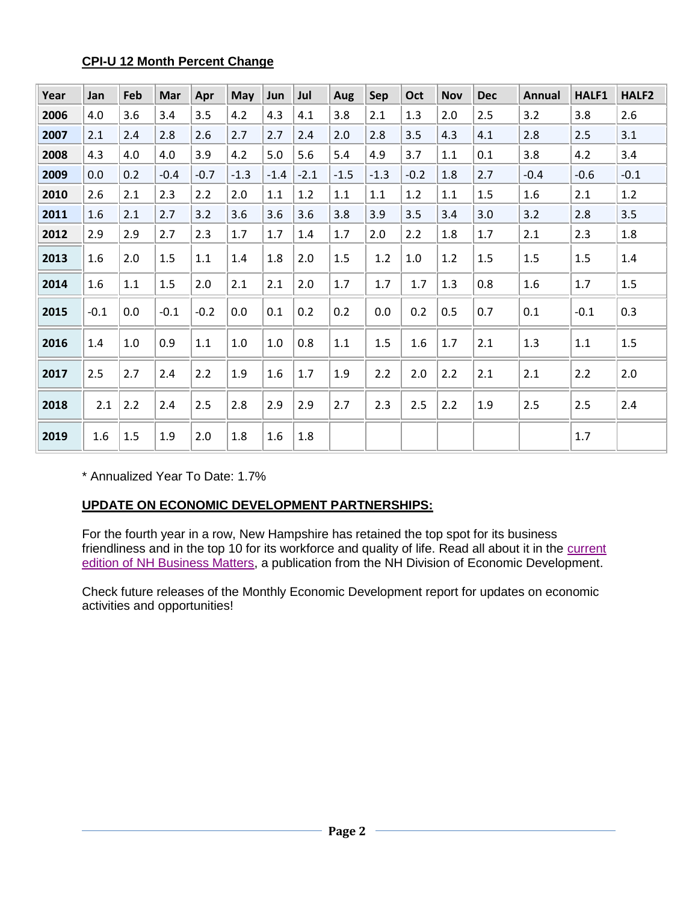**CPI-U 12 Month Percent Change**

| Year | Jan | Feb | Mar | Apr | May | Jun | Jul | Aug | Sep | Oct | Nov | Dec | Annual | HALF1 | HALF2 |
|---|---|---|---|---|---|---|---|---|---|---|---|---|---|---|---|
| 2006 | 4.0 | 3.6 | 3.4 | 3.5 | 4.2 | 4.3 | 4.1 | 3.8 | 2.1 | 1.3 | 2.0 | 2.5 | 3.2 | 3.8 | 2.6 |
| 2007 | 2.1 | 2.4 | 2.8 | 2.6 | 2.7 | 2.7 | 2.4 | 2.0 | 2.8 | 3.5 | 4.3 | 4.1 | 2.8 | 2.5 | 3.1 |
| 2008 | 4.3 | 4.0 | 4.0 | 3.9 | 4.2 | 5.0 | 5.6 | 5.4 | 4.9 | 3.7 | 1.1 | 0.1 | 3.8 | 4.2 | 3.4 |
| 2009 | 0.0 | 0.2 | -0.4 | -0.7 | -1.3 | -1.4 | -2.1 | -1.5 | -1.3 | -0.2 | 1.8 | 2.7 | -0.4 | -0.6 | -0.1 |
| 2010 | 2.6 | 2.1 | 2.3 | 2.2 | 2.0 | 1.1 | 1.2 | 1.1 | 1.1 | 1.2 | 1.1 | 1.5 | 1.6 | 2.1 | 1.2 |
| 2011 | 1.6 | 2.1 | 2.7 | 3.2 | 3.6 | 3.6 | 3.6 | 3.8 | 3.9 | 3.5 | 3.4 | 3.0 | 3.2 | 2.8 | 3.5 |
| 2012 | 2.9 | 2.9 | 2.7 | 2.3 | 1.7 | 1.7 | 1.4 | 1.7 | 2.0 | 2.2 | 1.8 | 1.7 | 2.1 | 2.3 | 1.8 |
| 2013 | 1.6 | 2.0 | 1.5 | 1.1 | 1.4 | 1.8 | 2.0 | 1.5 | 1.2 | 1.0 | 1.2 | 1.5 | 1.5 | 1.5 | 1.4 |
| 2014 | 1.6 | 1.1 | 1.5 | 2.0 | 2.1 | 2.1 | 2.0 | 1.7 | 1.7 | 1.7 | 1.3 | 0.8 | 1.6 | 1.7 | 1.5 |
| 2015 | -0.1 | 0.0 | -0.1 | -0.2 | 0.0 | 0.1 | 0.2 | 0.2 | 0.0 | 0.2 | 0.5 | 0.7 | 0.1 | -0.1 | 0.3 |
| 2016 | 1.4 | 1.0 | 0.9 | 1.1 | 1.0 | 1.0 | 0.8 | 1.1 | 1.5 | 1.6 | 1.7 | 2.1 | 1.3 | 1.1 | 1.5 |
| 2017 | 2.5 | 2.7 | 2.4 | 2.2 | 1.9 | 1.6 | 1.7 | 1.9 | 2.2 | 2.0 | 2.2 | 2.1 | 2.1 | 2.2 | 2.0 |
| 2018 | 2.1 | 2.2 | 2.4 | 2.5 | 2.8 | 2.9 | 2.9 | 2.7 | 2.3 | 2.5 | 2.2 | 1.9 | 2.5 | 2.5 | 2.4 |
| 2019 | 1.6 | 1.5 | 1.9 | 2.0 | 1.8 | 1.6 | 1.8 | | | | | | | 1.7 | |

* Annualized Year To Date: 1.7%

**UPDATE ON ECONOMIC DEVELOPMENT PARTNERSHIPS:**

For the fourth year in a row, New Hampshire has retained the top spot for its business friendliness and in the top 10 for its workforce and quality of life. Read all about it in the current edition of NH Business Matters, a publication from the NH Division of Economic Development.

Check future releases of the Monthly Economic Development report for updates on economic activities and opportunities!